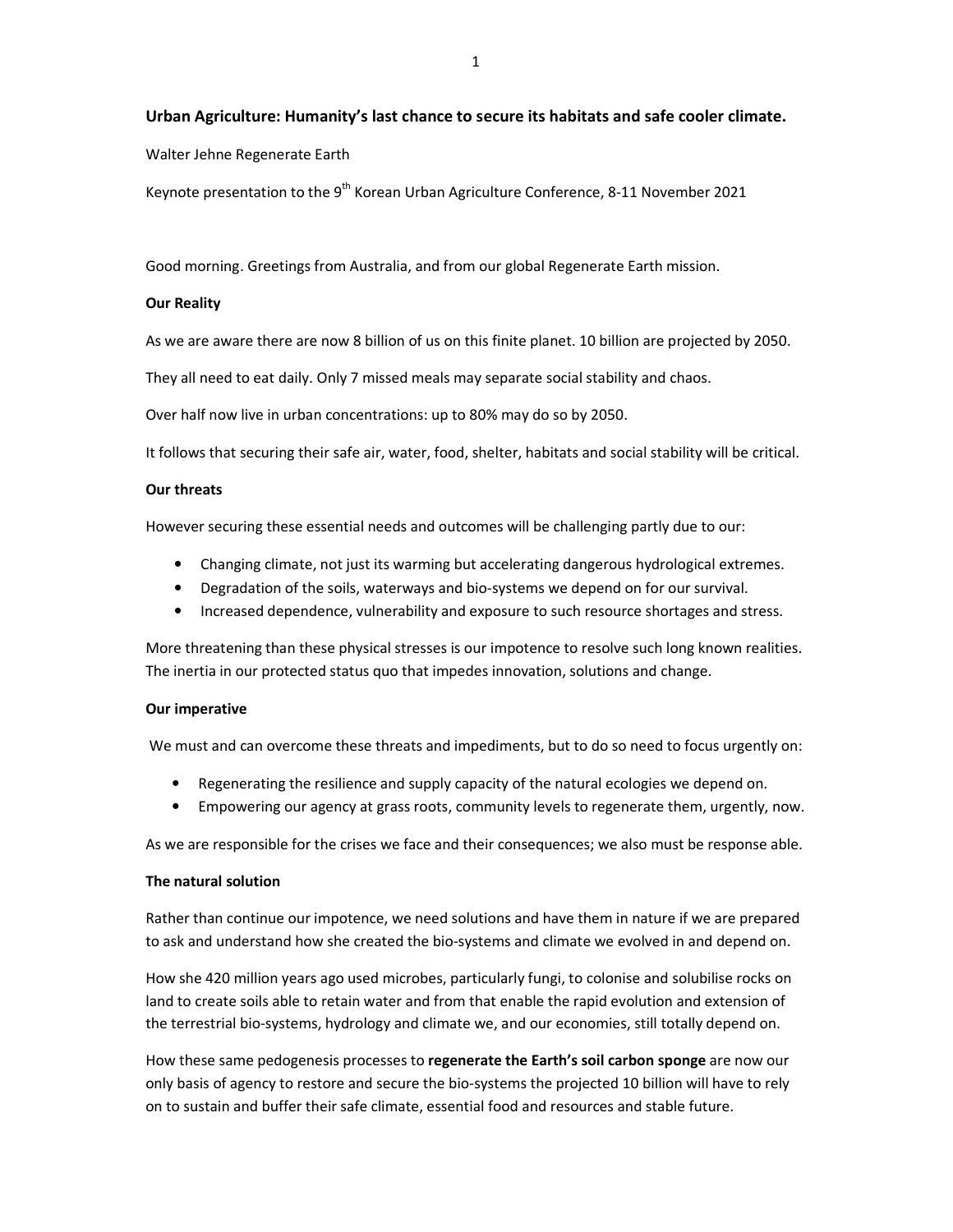# Urban Agriculture: Humanity's last chance to secure its habitats and safe cooler climate.

Walter Jehne Regenerate Earth

Keynote presentation to the 9th Korean Urban Agriculture Conference, 8-11 November 2021

Good morning. Greetings from Australia, and from our global Regenerate Earth mission.

**Our Reality**

As we are aware there are now 8 billion of us on this finite planet. 10 billion are projected by 2050.

They all need to eat daily. Only 7 missed meals may separate social stability and chaos.

Over half now live in urban concentrations: up to 80% may do so by 2050.

It follows that securing their safe air, water, food, shelter, habitats and social stability will be critical.

**Our threats**

However securing these essential needs and outcomes will be challenging partly due to our:

- Changing climate, not just its warming but accelerating dangerous hydrological extremes.
- Degradation of the soils, waterways and bio-systems we depend on for our survival.
- Increased dependence, vulnerability and exposure to such resource shortages and stress.

More threatening than these physical stresses is our impotence to resolve such long known realities. The inertia in our protected status quo that impedes innovation, solutions and change.

**Our imperative**

We must and can overcome these threats and impediments, but to do so need to focus urgently on:

- Regenerating the resilience and supply capacity of the natural ecologies we depend on.
- Empowering our agency at grass roots, community levels to regenerate them, urgently, now.

As we are responsible for the crises we face and their consequences; we also must be response able.

**The natural solution**

Rather than continue our impotence, we need solutions and have them in nature if we are prepared to ask and understand how she created the bio-systems and climate we evolved in and depend on.

How she 420 million years ago used microbes, particularly fungi, to colonise and solubilise rocks on land to create soils able to retain water and from that enable the rapid evolution and extension of the terrestrial bio-systems, hydrology and climate we, and our economies, still totally depend on.

How these same pedogenesis processes to **regenerate the Earth's soil carbon sponge** are now our only basis of agency to restore and secure the bio-systems the projected 10 billion will have to rely on to sustain and buffer their safe climate, essential food and resources and stable future.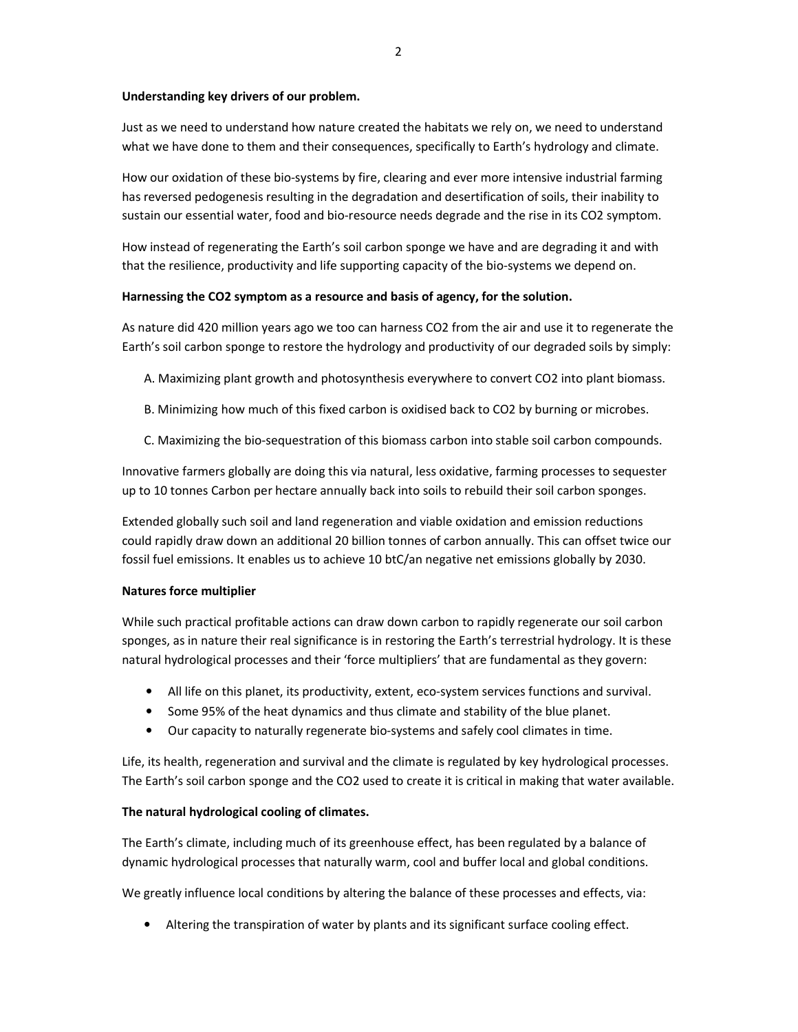**Understanding key drivers of our problem.**

Just as we need to understand how nature created the habitats we rely on, we need to understand what we have done to them and their consequences, specifically to Earth's hydrology and climate.

How our oxidation of these bio-systems by fire, clearing and ever more intensive industrial farming has reversed pedogenesis resulting in the degradation and desertification of soils, their inability to sustain our essential water, food and bio-resource needs degrade and the rise in its $CO_2$ symptom.

How instead of regenerating the Earth's soil carbon sponge we have and are degrading it and with that the resilience, productivity and life supporting capacity of the bio-systems we depend on.

**Harnessing the $CO_2$ symptom as a resource and basis of agency, for the solution.**

As nature did 420 million years ago we too can harness $CO_2$ from the air and use it to regenerate the Earth's soil carbon sponge to restore the hydrology and productivity of our degraded soils by simply:

A. Maximizing plant growth and photosynthesis everywhere to convert $CO_2$ into plant biomass.

B. Minimizing how much of this fixed carbon is oxidised back to $CO_2$ by burning or microbes.

C. Maximizing the bio-sequestration of this biomass carbon into stable soil carbon compounds.

Innovative farmers globally are doing this via natural, less oxidative, farming processes to sequester up to 10 tonnes Carbon per hectare annually back into soils to rebuild their soil carbon sponges.

Extended globally such soil and land regeneration and viable oxidation and emission reductions could rapidly draw down an additional 20 billion tonnes of carbon annually. This can offset twice our fossil fuel emissions. It enables us to achieve 10 btC/an negative net emissions globally by 2030.

**Natures force multiplier**

While such practical profitable actions can draw down carbon to rapidly regenerate our soil carbon sponges, as in nature their real significance is in restoring the Earth's terrestrial hydrology. It is these natural hydrological processes and their 'force multipliers' that are fundamental as they govern:

- All life on this planet, its productivity, extent, eco-system services functions and survival.
- Some 95% of the heat dynamics and thus climate and stability of the blue planet.
- Our capacity to naturally regenerate bio-systems and safely cool climates in time.

Life, its health, regeneration and survival and the climate is regulated by key hydrological processes. The Earth's soil carbon sponge and the $CO_2$ used to create it is critical in making that water available.

**The natural hydrological cooling of climates.**

The Earth's climate, including much of its greenhouse effect, has been regulated by a balance of dynamic hydrological processes that naturally warm, cool and buffer local and global conditions.

We greatly influence local conditions by altering the balance of these processes and effects, via:

- Altering the transpiration of water by plants and its significant surface cooling effect.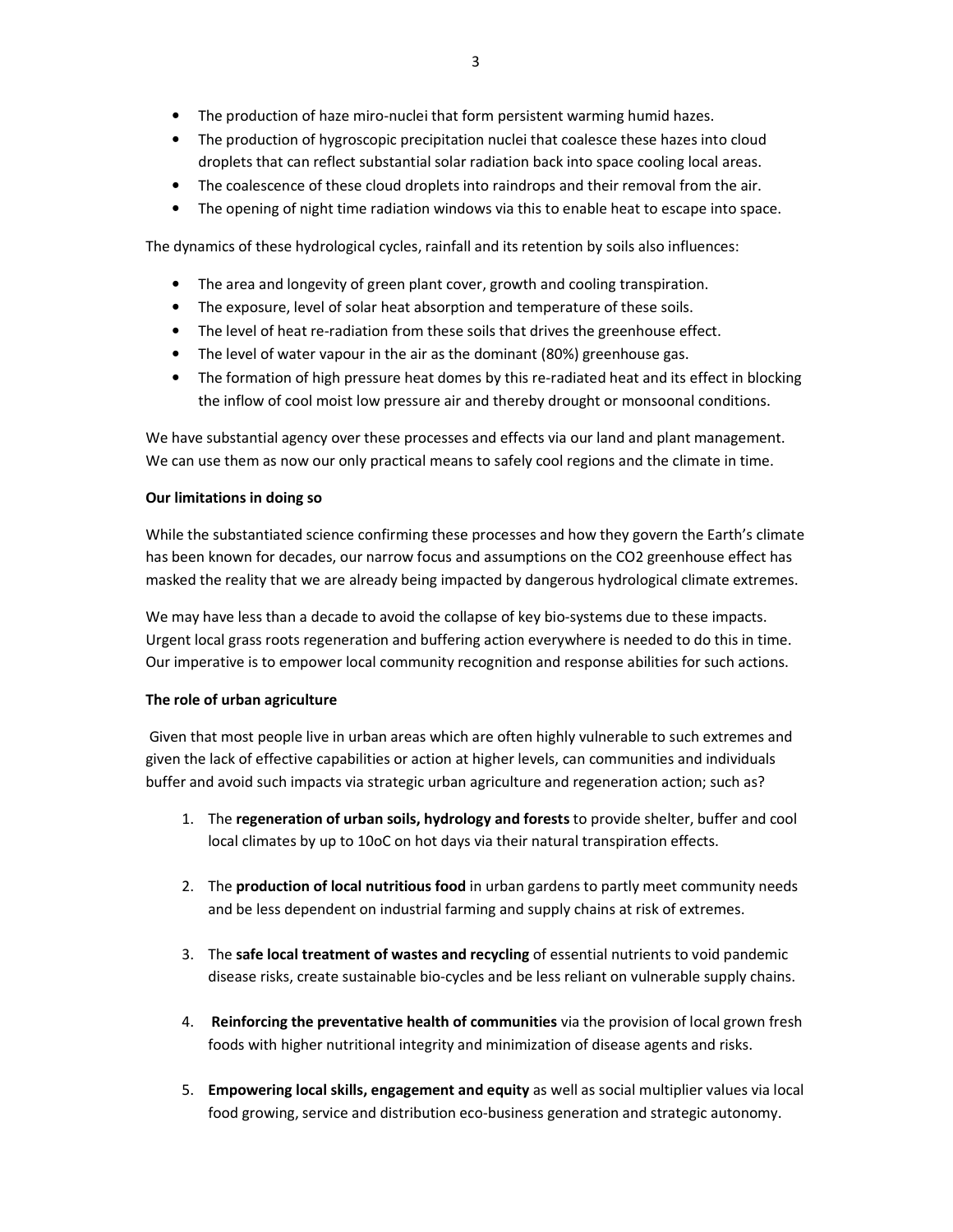- The production of haze miro-nuclei that form persistent warming humid hazes.
- The production of hygroscopic precipitation nuclei that coalesce these hazes into cloud droplets that can reflect substantial solar radiation back into space cooling local areas.
- The coalescence of these cloud droplets into raindrops and their removal from the air.
- The opening of night time radiation windows via this to enable heat to escape into space.

The dynamics of these hydrological cycles, rainfall and its retention by soils also influences:

- The area and longevity of green plant cover, growth and cooling transpiration.
- The exposure, level of solar heat absorption and temperature of these soils.
- The level of heat re-radiation from these soils that drives the greenhouse effect.
- The level of water vapour in the air as the dominant (80%) greenhouse gas.
- The formation of high pressure heat domes by this re-radiated heat and its effect in blocking the inflow of cool moist low pressure air and thereby drought or monsoonal conditions.

We have substantial agency over these processes and effects via our land and plant management. We can use them as now our only practical means to safely cool regions and the climate in time.

**Our limitations in doing so**

While the substantiated science confirming these processes and how they govern the Earth's climate has been known for decades, our narrow focus and assumptions on the $CO_2$ greenhouse effect has masked the reality that we are already being impacted by dangerous hydrological climate extremes.

We may have less than a decade to avoid the collapse of key bio-systems due to these impacts. Urgent local grass roots regeneration and buffering action everywhere is needed to do this in time. Our imperative is to empower local community recognition and response abilities for such actions.

**The role of urban agriculture**

Given that most people live in urban areas which are often highly vulnerable to such extremes and given the lack of effective capabilities or action at higher levels, can communities and individuals buffer and avoid such impacts via strategic urban agriculture and regeneration action; such as?

1. The **regeneration of urban soils, hydrology and forests** to provide shelter, buffer and cool local climates by up to 10oC on hot days via their natural transpiration effects.

2. The **production of local nutritious food** in urban gardens to partly meet community needs and be less dependent on industrial farming and supply chains at risk of extremes.

3. The **safe local treatment of wastes and recycling** of essential nutrients to void pandemic disease risks, create sustainable bio-cycles and be less reliant on vulnerable supply chains.

4. **Reinforcing the preventative health of communities** via the provision of local grown fresh foods with higher nutritional integrity and minimization of disease agents and risks.

5. **Empowering local skills, engagement and equity** as well as social multiplier values via local food growing, service and distribution eco-business generation and strategic autonomy.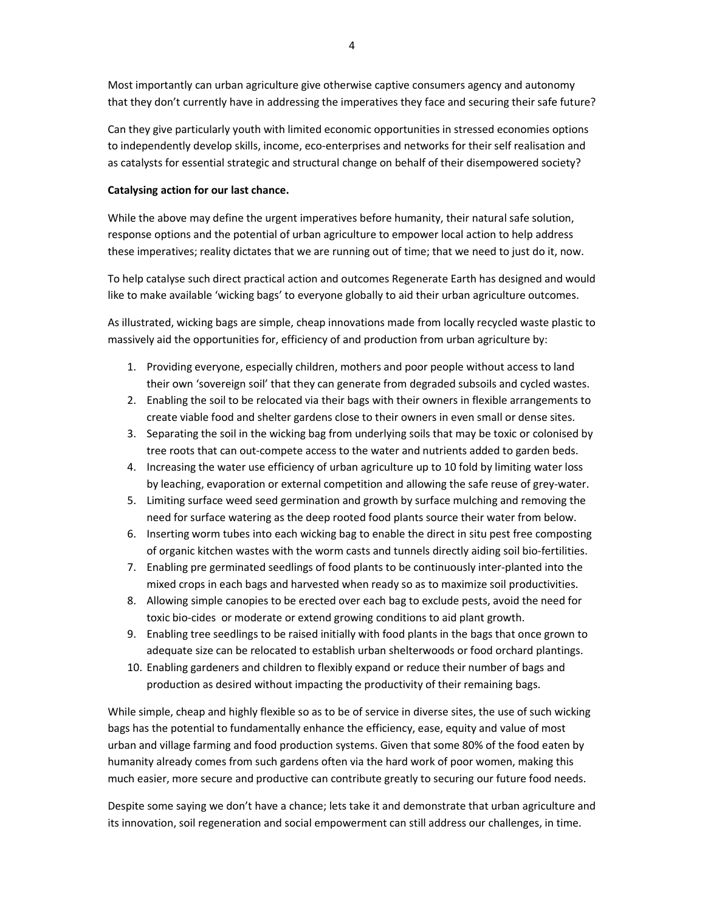Most importantly can urban agriculture give otherwise captive consumers agency and autonomy that they don't currently have in addressing the imperatives they face and securing their safe future?

Can they give particularly youth with limited economic opportunities in stressed economies options to independently develop skills, income, eco-enterprises and networks for their self realisation and as catalysts for essential strategic and structural change on behalf of their disempowered society?

**Catalysing action for our last chance.**

While the above may define the urgent imperatives before humanity, their natural safe solution, response options and the potential of urban agriculture to empower local action to help address these imperatives; reality dictates that we are running out of time; that we need to just do it, now.

To help catalyse such direct practical action and outcomes Regenerate Earth has designed and would like to make available 'wicking bags' to everyone globally to aid their urban agriculture outcomes.

As illustrated, wicking bags are simple, cheap innovations made from locally recycled waste plastic to massively aid the opportunities for, efficiency of and production from urban agriculture by:

1. Providing everyone, especially children, mothers and poor people without access to land their own 'sovereign soil' that they can generate from degraded subsoils and cycled wastes.
2. Enabling the soil to be relocated via their bags with their owners in flexible arrangements to create viable food and shelter gardens close to their owners in even small or dense sites.
3. Separating the soil in the wicking bag from underlying soils that may be toxic or colonised by tree roots that can out-compete access to the water and nutrients added to garden beds.
4. Increasing the water use efficiency of urban agriculture up to 10 fold by limiting water loss by leaching, evaporation or external competition and allowing the safe reuse of grey-water.
5. Limiting surface weed seed germination and growth by surface mulching and removing the need for surface watering as the deep rooted food plants source their water from below.
6. Inserting worm tubes into each wicking bag to enable the direct in situ pest free composting of organic kitchen wastes with the worm casts and tunnels directly aiding soil bio-fertilities.
7. Enabling pre germinated seedlings of food plants to be continuously inter-planted into the mixed crops in each bags and harvested when ready so as to maximize soil productivities.
8. Allowing simple canopies to be erected over each bag to exclude pests, avoid the need for toxic bio-cides or moderate or extend growing conditions to aid plant growth.
9. Enabling tree seedlings to be raised initially with food plants in the bags that once grown to adequate size can be relocated to establish urban shelterwoods or food orchard plantings.
10. Enabling gardeners and children to flexibly expand or reduce their number of bags and production as desired without impacting the productivity of their remaining bags.

While simple, cheap and highly flexible so as to be of service in diverse sites, the use of such wicking bags has the potential to fundamentally enhance the efficiency, ease, equity and value of most urban and village farming and food production systems. Given that some 80% of the food eaten by humanity already comes from such gardens often via the hard work of poor women, making this much easier, more secure and productive can contribute greatly to securing our future food needs.

Despite some saying we don't have a chance; lets take it and demonstrate that urban agriculture and its innovation, soil regeneration and social empowerment can still address our challenges, in time.